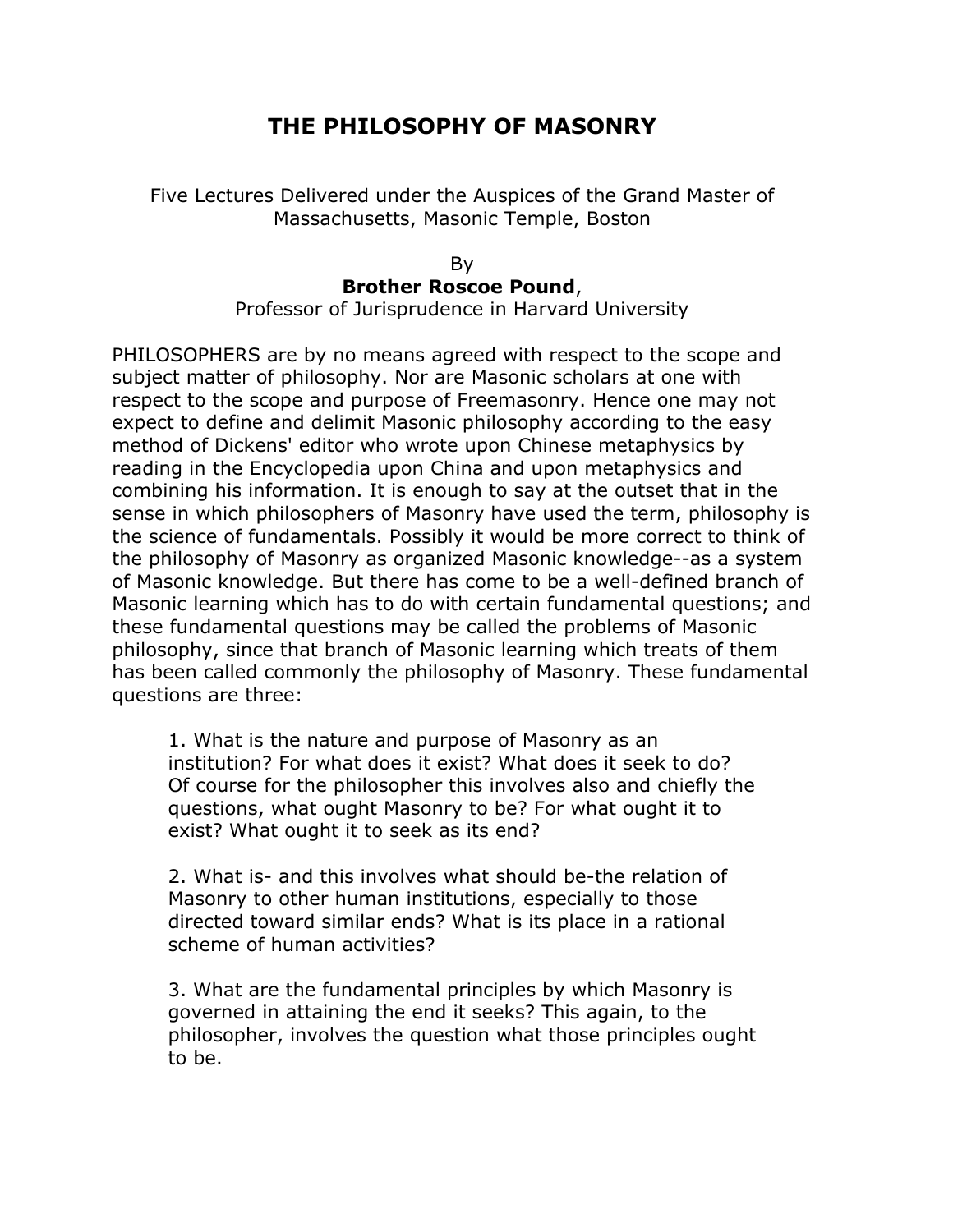# THE PHILOSOPHY OF MASONRY

Five Lectures Delivered under the Auspices of the Grand Master of Massachusetts, Masonic Temple, Boston

By
**Brother Roscoe Pound**,
Professor of Jurisprudence in Harvard University

PHILOSOPHERS are by no means agreed with respect to the scope and subject matter of philosophy. Nor are Masonic scholars at one with respect to the scope and purpose of Freemasonry. Hence one may not expect to define and delimit Masonic philosophy according to the easy method of Dickens' editor who wrote upon Chinese metaphysics by reading in the Encyclopedia upon China and upon metaphysics and combining his information. It is enough to say at the outset that in the sense in which philosophers of Masonry have used the term, philosophy is the science of fundamentals. Possibly it would be more correct to think of the philosophy of Masonry as organized Masonic knowledge--as a system of Masonic knowledge. But there has come to be a well-defined branch of Masonic learning which has to do with certain fundamental questions; and these fundamental questions may be called the problems of Masonic philosophy, since that branch of Masonic learning which treats of them has been called commonly the philosophy of Masonry. These fundamental questions are three:

> 1. What is the nature and purpose of Masonry as an institution? For what does it exist? What does it seek to do? Of course for the philosopher this involves also and chiefly the questions, what ought Masonry to be? For what ought it to exist? What ought it to seek as its end?
>
> 2. What is- and this involves what should be-the relation of Masonry to other human institutions, especially to those directed toward similar ends? What is its place in a rational scheme of human activities?
>
> 3. What are the fundamental principles by which Masonry is governed in attaining the end it seeks? This again, to the philosopher, involves the question what those principles ought to be.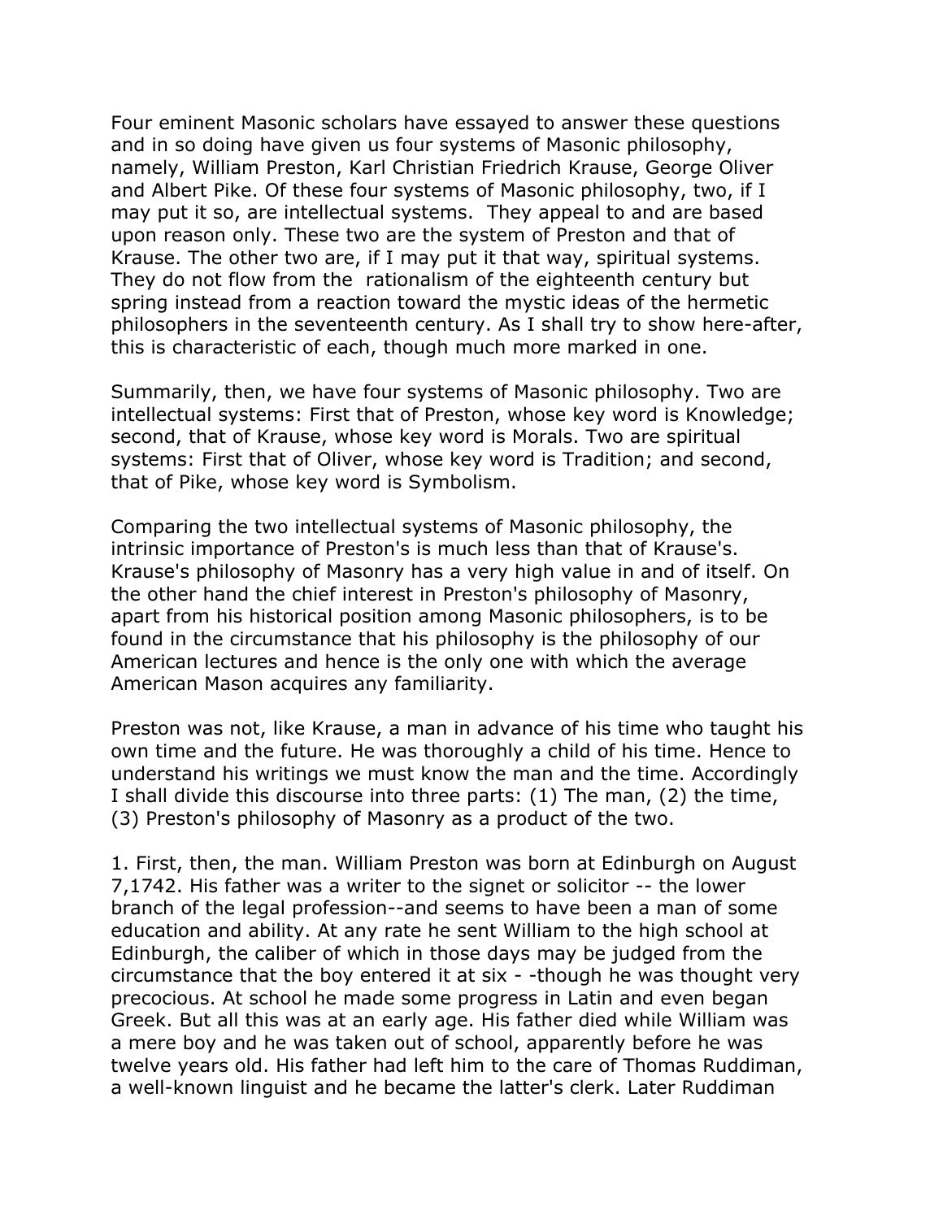Four eminent Masonic scholars have essayed to answer these questions and in so doing have given us four systems of Masonic philosophy, namely, William Preston, Karl Christian Friedrich Krause, George Oliver and Albert Pike. Of these four systems of Masonic philosophy, two, if I may put it so, are intellectual systems. They appeal to and are based upon reason only. These two are the system of Preston and that of Krause. The other two are, if I may put it that way, spiritual systems. They do not flow from the rationalism of the eighteenth century but spring instead from a reaction toward the mystic ideas of the hermetic philosophers in the seventeenth century. As I shall try to show here-after, this is characteristic of each, though much more marked in one.

Summarily, then, we have four systems of Masonic philosophy. Two are intellectual systems: First that of Preston, whose key word is Knowledge; second, that of Krause, whose key word is Morals. Two are spiritual systems: First that of Oliver, whose key word is Tradition; and second, that of Pike, whose key word is Symbolism.

Comparing the two intellectual systems of Masonic philosophy, the intrinsic importance of Preston's is much less than that of Krause's. Krause's philosophy of Masonry has a very high value in and of itself. On the other hand the chief interest in Preston's philosophy of Masonry, apart from his historical position among Masonic philosophers, is to be found in the circumstance that his philosophy is the philosophy of our American lectures and hence is the only one with which the average American Mason acquires any familiarity.

Preston was not, like Krause, a man in advance of his time who taught his own time and the future. He was thoroughly a child of his time. Hence to understand his writings we must know the man and the time. Accordingly I shall divide this discourse into three parts: (1) The man, (2) the time, (3) Preston's philosophy of Masonry as a product of the two.

1. First, then, the man. William Preston was born at Edinburgh on August 7,1742. His father was a writer to the signet or solicitor -- the lower branch of the legal profession--and seems to have been a man of some education and ability. At any rate he sent William to the high school at Edinburgh, the caliber of which in those days may be judged from the circumstance that the boy entered it at six - -though he was thought very precocious. At school he made some progress in Latin and even began Greek. But all this was at an early age. His father died while William was a mere boy and he was taken out of school, apparently before he was twelve years old. His father had left him to the care of Thomas Ruddiman, a well-known linguist and he became the latter's clerk. Later Ruddiman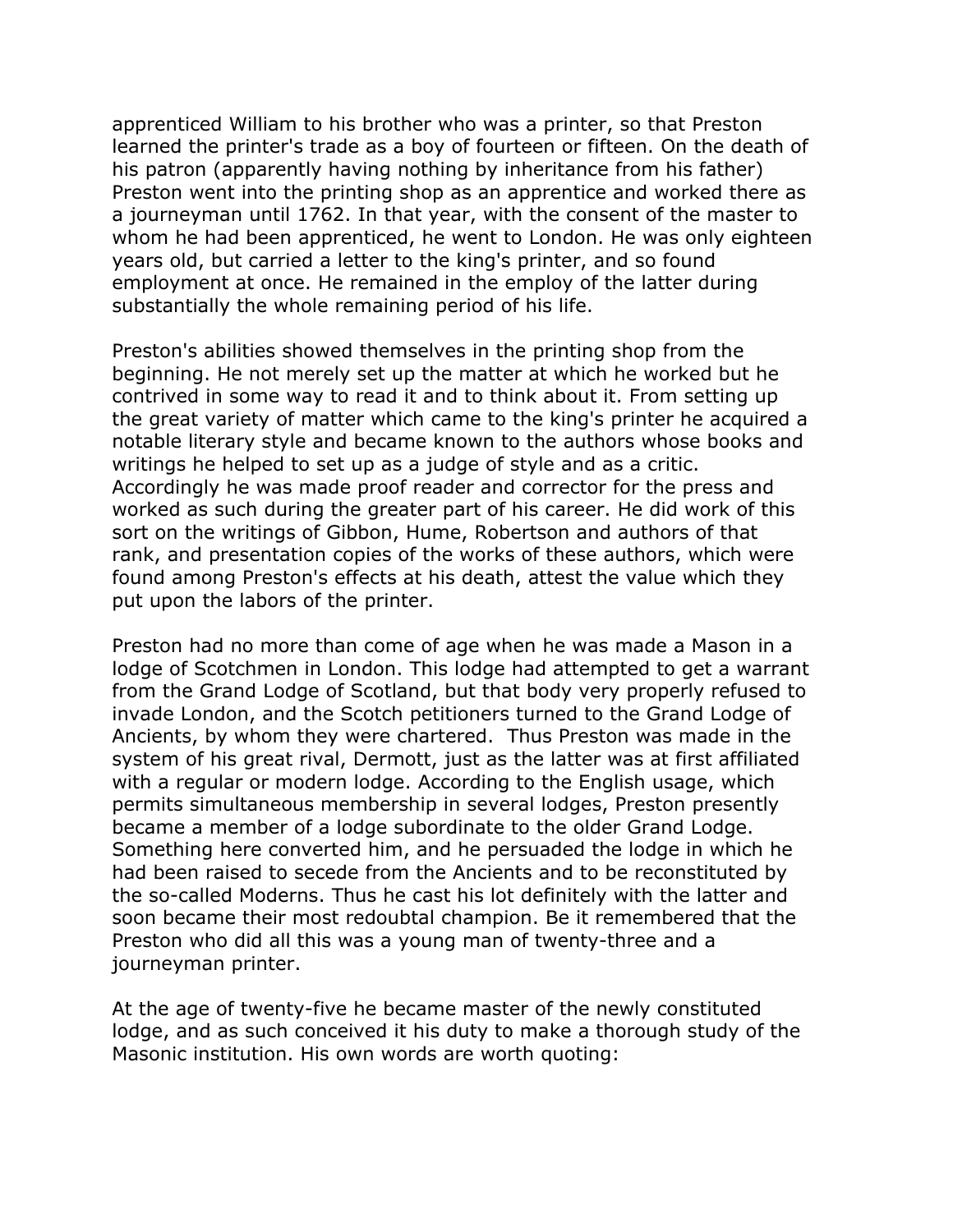apprenticed William to his brother who was a printer, so that Preston learned the printer's trade as a boy of fourteen or fifteen. On the death of his patron (apparently having nothing by inheritance from his father) Preston went into the printing shop as an apprentice and worked there as a journeyman until 1762. In that year, with the consent of the master to whom he had been apprenticed, he went to London. He was only eighteen years old, but carried a letter to the king's printer, and so found employment at once. He remained in the employ of the latter during substantially the whole remaining period of his life.

Preston's abilities showed themselves in the printing shop from the beginning. He not merely set up the matter at which he worked but he contrived in some way to read it and to think about it. From setting up the great variety of matter which came to the king's printer he acquired a notable literary style and became known to the authors whose books and writings he helped to set up as a judge of style and as a critic. Accordingly he was made proof reader and corrector for the press and worked as such during the greater part of his career. He did work of this sort on the writings of Gibbon, Hume, Robertson and authors of that rank, and presentation copies of the works of these authors, which were found among Preston's effects at his death, attest the value which they put upon the labors of the printer.

Preston had no more than come of age when he was made a Mason in a lodge of Scotchmen in London. This lodge had attempted to get a warrant from the Grand Lodge of Scotland, but that body very properly refused to invade London, and the Scotch petitioners turned to the Grand Lodge of Ancients, by whom they were chartered. Thus Preston was made in the system of his great rival, Dermott, just as the latter was at first affiliated with a regular or modern lodge. According to the English usage, which permits simultaneous membership in several lodges, Preston presently became a member of a lodge subordinate to the older Grand Lodge. Something here converted him, and he persuaded the lodge in which he had been raised to secede from the Ancients and to be reconstituted by the so-called Moderns. Thus he cast his lot definitely with the latter and soon became their most redoubtal champion. Be it remembered that the Preston who did all this was a young man of twenty-three and a journeyman printer.

At the age of twenty-five he became master of the newly constituted lodge, and as such conceived it his duty to make a thorough study of the Masonic institution. His own words are worth quoting: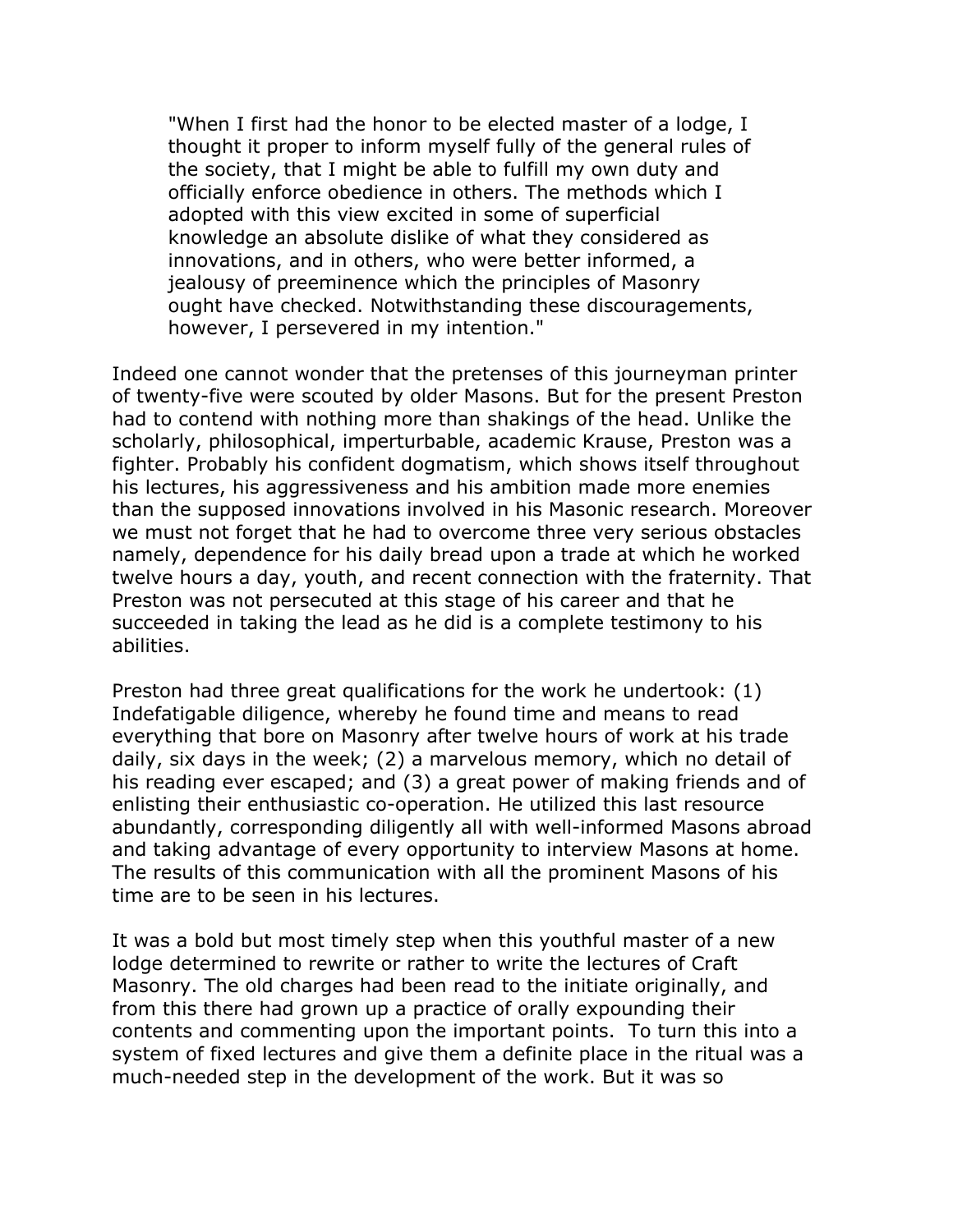> "When I first had the honor to be elected master of a lodge, I thought it proper to inform myself fully of the general rules of the society, that I might be able to fulfill my own duty and officially enforce obedience in others. The methods which I adopted with this view excited in some of superficial knowledge an absolute dislike of what they considered as innovations, and in others, who were better informed, a jealousy of preeminence which the principles of Masonry ought have checked. Notwithstanding these discouragements, however, I persevered in my intention."

Indeed one cannot wonder that the pretenses of this journeyman printer of twenty-five were scouted by older Masons. But for the present Preston had to contend with nothing more than shakings of the head. Unlike the scholarly, philosophical, imperturbable, academic Krause, Preston was a fighter. Probably his confident dogmatism, which shows itself throughout his lectures, his aggressiveness and his ambition made more enemies than the supposed innovations involved in his Masonic research. Moreover we must not forget that he had to overcome three very serious obstacles namely, dependence for his daily bread upon a trade at which he worked twelve hours a day, youth, and recent connection with the fraternity. That Preston was not persecuted at this stage of his career and that he succeeded in taking the lead as he did is a complete testimony to his abilities.

Preston had three great qualifications for the work he undertook: (1) Indefatigable diligence, whereby he found time and means to read everything that bore on Masonry after twelve hours of work at his trade daily, six days in the week; (2) a marvelous memory, which no detail of his reading ever escaped; and (3) a great power of making friends and of enlisting their enthusiastic co-operation. He utilized this last resource abundantly, corresponding diligently all with well-informed Masons abroad and taking advantage of every opportunity to interview Masons at home. The results of this communication with all the prominent Masons of his time are to be seen in his lectures.

It was a bold but most timely step when this youthful master of a new lodge determined to rewrite or rather to write the lectures of Craft Masonry. The old charges had been read to the initiate originally, and from this there had grown up a practice of orally expounding their contents and commenting upon the important points. To turn this into a system of fixed lectures and give them a definite place in the ritual was a much-needed step in the development of the work. But it was so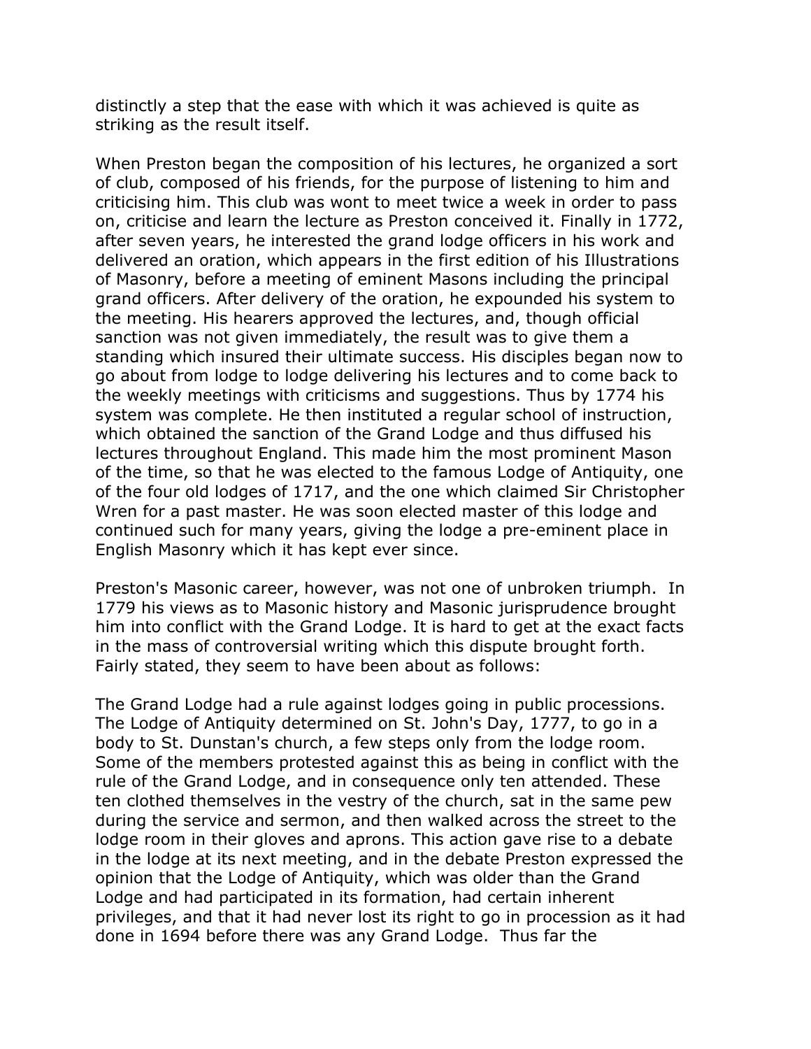distinctly a step that the ease with which it was achieved is quite as striking as the result itself.

When Preston began the composition of his lectures, he organized a sort of club, composed of his friends, for the purpose of listening to him and criticising him. This club was wont to meet twice a week in order to pass on, criticise and learn the lecture as Preston conceived it. Finally in 1772, after seven years, he interested the grand lodge officers in his work and delivered an oration, which appears in the first edition of his Illustrations of Masonry, before a meeting of eminent Masons including the principal grand officers. After delivery of the oration, he expounded his system to the meeting. His hearers approved the lectures, and, though official sanction was not given immediately, the result was to give them a standing which insured their ultimate success. His disciples began now to go about from lodge to lodge delivering his lectures and to come back to the weekly meetings with criticisms and suggestions. Thus by 1774 his system was complete. He then instituted a regular school of instruction, which obtained the sanction of the Grand Lodge and thus diffused his lectures throughout England. This made him the most prominent Mason of the time, so that he was elected to the famous Lodge of Antiquity, one of the four old lodges of 1717, and the one which claimed Sir Christopher Wren for a past master. He was soon elected master of this lodge and continued such for many years, giving the lodge a pre-eminent place in English Masonry which it has kept ever since.

Preston's Masonic career, however, was not one of unbroken triumph. In 1779 his views as to Masonic history and Masonic jurisprudence brought him into conflict with the Grand Lodge. It is hard to get at the exact facts in the mass of controversial writing which this dispute brought forth. Fairly stated, they seem to have been about as follows:

The Grand Lodge had a rule against lodges going in public processions. The Lodge of Antiquity determined on St. John's Day, 1777, to go in a body to St. Dunstan's church, a few steps only from the lodge room. Some of the members protested against this as being in conflict with the rule of the Grand Lodge, and in consequence only ten attended. These ten clothed themselves in the vestry of the church, sat in the same pew during the service and sermon, and then walked across the street to the lodge room in their gloves and aprons. This action gave rise to a debate in the lodge at its next meeting, and in the debate Preston expressed the opinion that the Lodge of Antiquity, which was older than the Grand Lodge and had participated in its formation, had certain inherent privileges, and that it had never lost its right to go in procession as it had done in 1694 before there was any Grand Lodge. Thus far the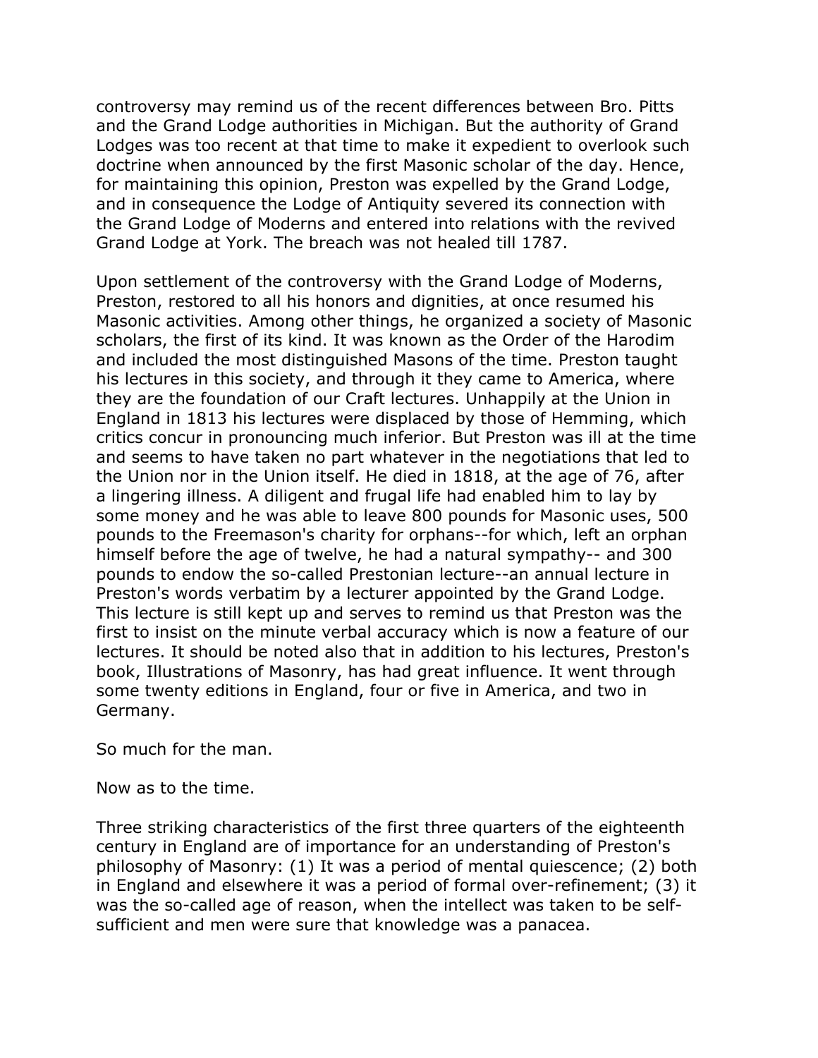controversy may remind us of the recent differences between Bro. Pitts and the Grand Lodge authorities in Michigan. But the authority of Grand Lodges was too recent at that time to make it expedient to overlook such doctrine when announced by the first Masonic scholar of the day. Hence, for maintaining this opinion, Preston was expelled by the Grand Lodge, and in consequence the Lodge of Antiquity severed its connection with the Grand Lodge of Moderns and entered into relations with the revived Grand Lodge at York. The breach was not healed till 1787.

Upon settlement of the controversy with the Grand Lodge of Moderns, Preston, restored to all his honors and dignities, at once resumed his Masonic activities. Among other things, he organized a society of Masonic scholars, the first of its kind. It was known as the Order of the Harodim and included the most distinguished Masons of the time. Preston taught his lectures in this society, and through it they came to America, where they are the foundation of our Craft lectures. Unhappily at the Union in England in 1813 his lectures were displaced by those of Hemming, which critics concur in pronouncing much inferior. But Preston was ill at the time and seems to have taken no part whatever in the negotiations that led to the Union nor in the Union itself. He died in 1818, at the age of 76, after a lingering illness. A diligent and frugal life had enabled him to lay by some money and he was able to leave 800 pounds for Masonic uses, 500 pounds to the Freemason's charity for orphans--for which, left an orphan himself before the age of twelve, he had a natural sympathy-- and 300 pounds to endow the so-called Prestonian lecture--an annual lecture in Preston's words verbatim by a lecturer appointed by the Grand Lodge. This lecture is still kept up and serves to remind us that Preston was the first to insist on the minute verbal accuracy which is now a feature of our lectures. It should be noted also that in addition to his lectures, Preston's book, Illustrations of Masonry, has had great influence. It went through some twenty editions in England, four or five in America, and two in Germany.

So much for the man.

Now as to the time.

Three striking characteristics of the first three quarters of the eighteenth century in England are of importance for an understanding of Preston's philosophy of Masonry: (1) It was a period of mental quiescence; (2) both in England and elsewhere it was a period of formal over-refinement; (3) it was the so-called age of reason, when the intellect was taken to be self-sufficient and men were sure that knowledge was a panacea.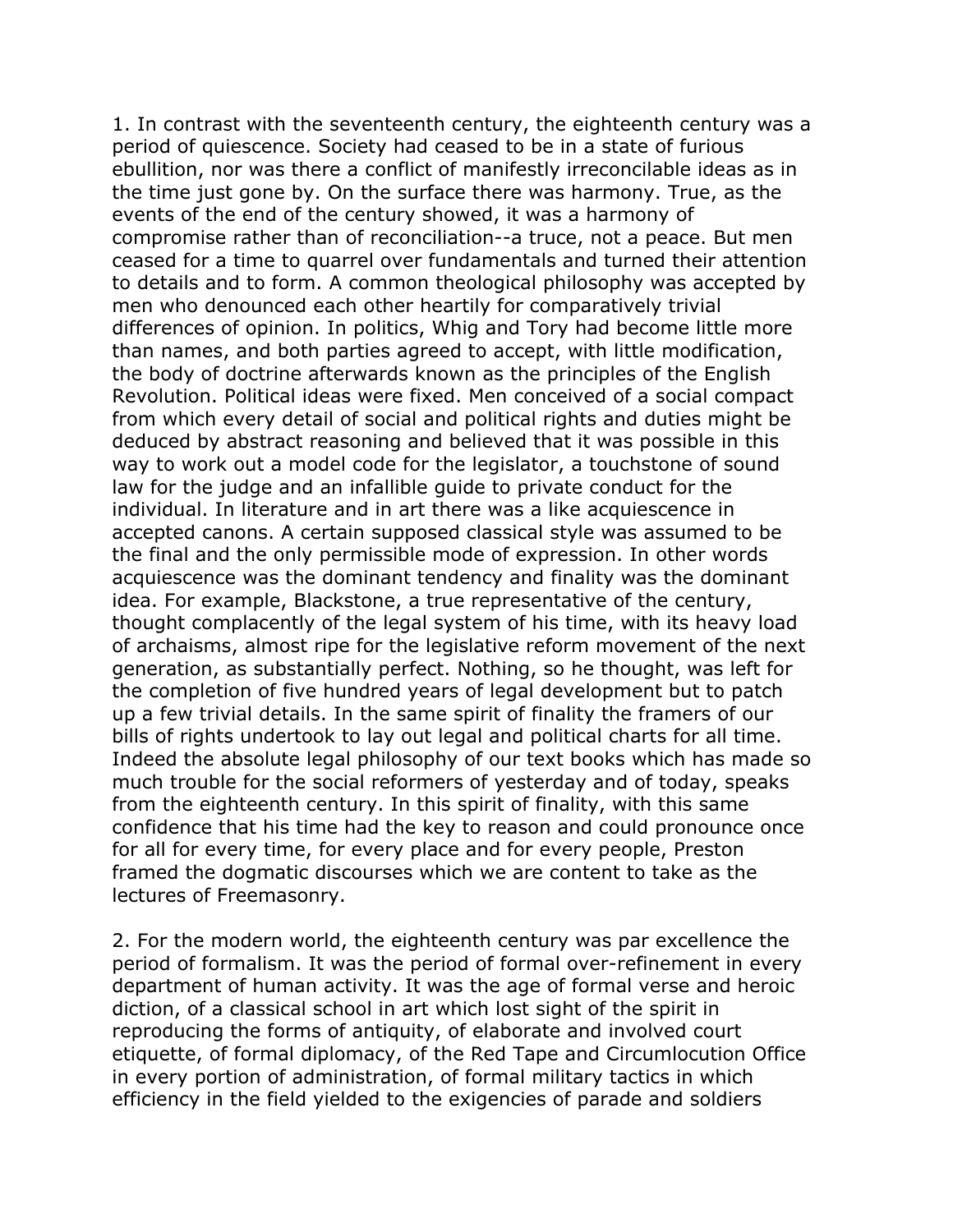1. In contrast with the seventeenth century, the eighteenth century was a period of quiescence. Society had ceased to be in a state of furious ebullition, nor was there a conflict of manifestly irreconcilable ideas as in the time just gone by. On the surface there was harmony. True, as the events of the end of the century showed, it was a harmony of compromise rather than of reconciliation--a truce, not a peace. But men ceased for a time to quarrel over fundamentals and turned their attention to details and to form. A common theological philosophy was accepted by men who denounced each other heartily for comparatively trivial differences of opinion. In politics, Whig and Tory had become little more than names, and both parties agreed to accept, with little modification, the body of doctrine afterwards known as the principles of the English Revolution. Political ideas were fixed. Men conceived of a social compact from which every detail of social and political rights and duties might be deduced by abstract reasoning and believed that it was possible in this way to work out a model code for the legislator, a touchstone of sound law for the judge and an infallible guide to private conduct for the individual. In literature and in art there was a like acquiescence in accepted canons. A certain supposed classical style was assumed to be the final and the only permissible mode of expression. In other words acquiescence was the dominant tendency and finality was the dominant idea. For example, Blackstone, a true representative of the century, thought complacently of the legal system of his time, with its heavy load of archaisms, almost ripe for the legislative reform movement of the next generation, as substantially perfect. Nothing, so he thought, was left for the completion of five hundred years of legal development but to patch up a few trivial details. In the same spirit of finality the framers of our bills of rights undertook to lay out legal and political charts for all time. Indeed the absolute legal philosophy of our text books which has made so much trouble for the social reformers of yesterday and of today, speaks from the eighteenth century. In this spirit of finality, with this same confidence that his time had the key to reason and could pronounce once for all for every time, for every place and for every people, Preston framed the dogmatic discourses which we are content to take as the lectures of Freemasonry.

2. For the modern world, the eighteenth century was par excellence the period of formalism. It was the period of formal over-refinement in every department of human activity. It was the age of formal verse and heroic diction, of a classical school in art which lost sight of the spirit in reproducing the forms of antiquity, of elaborate and involved court etiquette, of formal diplomacy, of the Red Tape and Circumlocution Office in every portion of administration, of formal military tactics in which efficiency in the field yielded to the exigencies of parade and soldiers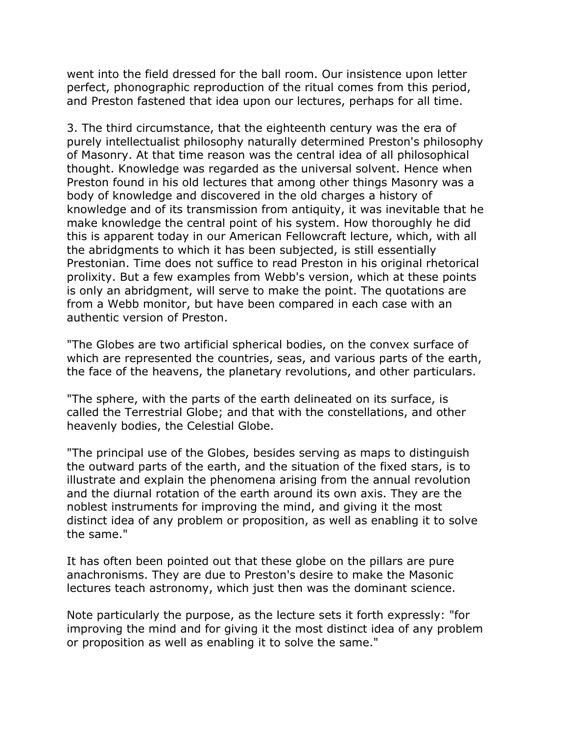went into the field dressed for the ball room. Our insistence upon letter perfect, phonographic reproduction of the ritual comes from this period, and Preston fastened that idea upon our lectures, perhaps for all time.

3. The third circumstance, that the eighteenth century was the era of purely intellectualist philosophy naturally determined Preston's philosophy of Masonry. At that time reason was the central idea of all philosophical thought. Knowledge was regarded as the universal solvent. Hence when Preston found in his old lectures that among other things Masonry was a body of knowledge and discovered in the old charges a history of knowledge and of its transmission from antiquity, it was inevitable that he make knowledge the central point of his system. How thoroughly he did this is apparent today in our American Fellowcraft lecture, which, with all the abridgments to which it has been subjected, is still essentially Prestonian. Time does not suffice to read Preston in his original rhetorical prolixity. But a few examples from Webb's version, which at these points is only an abridgment, will serve to make the point. The quotations are from a Webb monitor, but have been compared in each case with an authentic version of Preston.

"The Globes are two artificial spherical bodies, on the convex surface of which are represented the countries, seas, and various parts of the earth, the face of the heavens, the planetary revolutions, and other particulars.

"The sphere, with the parts of the earth delineated on its surface, is called the Terrestrial Globe; and that with the constellations, and other heavenly bodies, the Celestial Globe.

"The principal use of the Globes, besides serving as maps to distinguish the outward parts of the earth, and the situation of the fixed stars, is to illustrate and explain the phenomena arising from the annual revolution and the diurnal rotation of the earth around its own axis. They are the noblest instruments for improving the mind, and giving it the most distinct idea of any problem or proposition, as well as enabling it to solve the same."

It has often been pointed out that these globe on the pillars are pure anachronisms. They are due to Preston's desire to make the Masonic lectures teach astronomy, which just then was the dominant science.

Note particularly the purpose, as the lecture sets it forth expressly: "for improving the mind and for giving it the most distinct idea of any problem or proposition as well as enabling it to solve the same."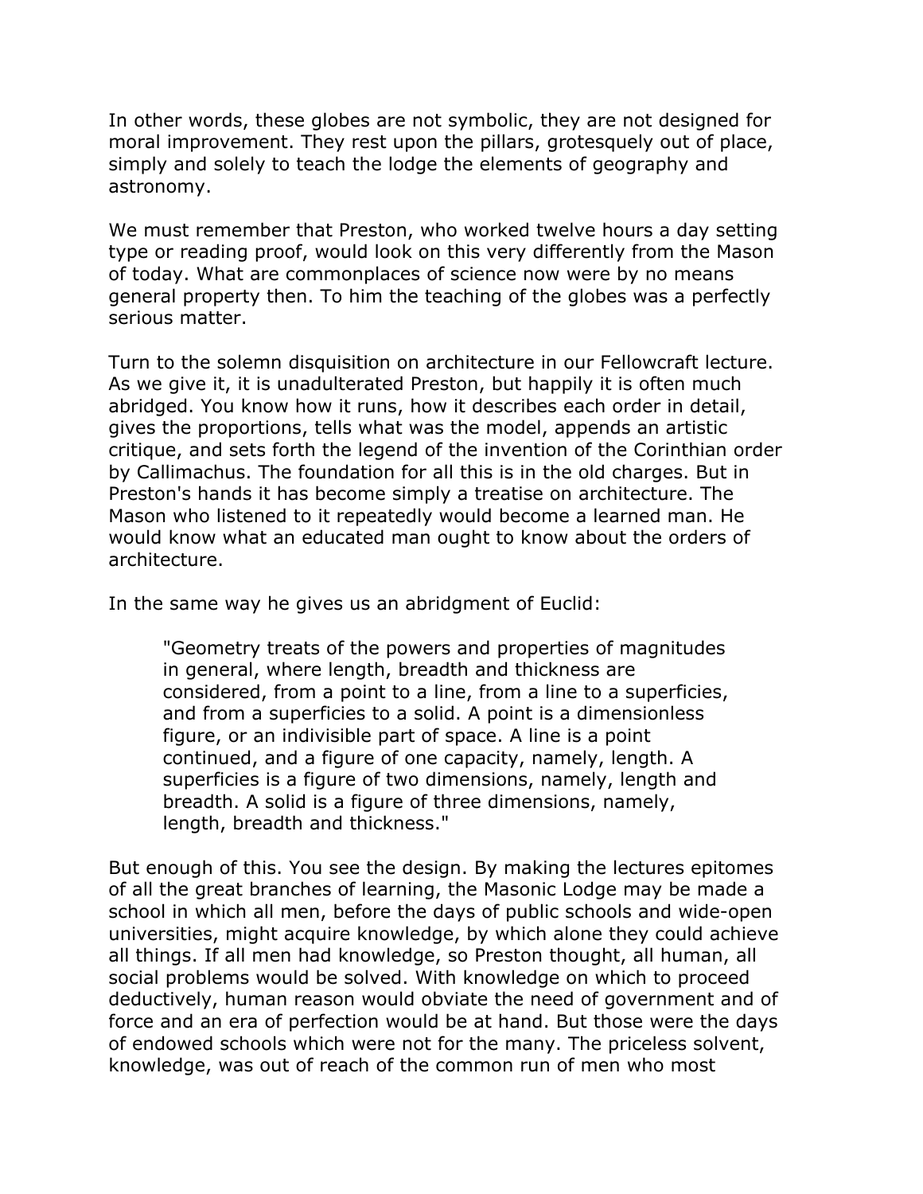In other words, these globes are not symbolic, they are not designed for moral improvement. They rest upon the pillars, grotesquely out of place, simply and solely to teach the lodge the elements of geography and astronomy.

We must remember that Preston, who worked twelve hours a day setting type or reading proof, would look on this very differently from the Mason of today. What are commonplaces of science now were by no means general property then. To him the teaching of the globes was a perfectly serious matter.

Turn to the solemn disquisition on architecture in our Fellowcraft lecture. As we give it, it is unadulterated Preston, but happily it is often much abridged. You know how it runs, how it describes each order in detail, gives the proportions, tells what was the model, appends an artistic critique, and sets forth the legend of the invention of the Corinthian order by Callimachus. The foundation for all this is in the old charges. But in Preston's hands it has become simply a treatise on architecture. The Mason who listened to it repeatedly would become a learned man. He would know what an educated man ought to know about the orders of architecture.

In the same way he gives us an abridgment of Euclid:

> "Geometry treats of the powers and properties of magnitudes in general, where length, breadth and thickness are considered, from a point to a line, from a line to a superficies, and from a superficies to a solid. A point is a dimensionless figure, or an indivisible part of space. A line is a point continued, and a figure of one capacity, namely, length. A superficies is a figure of two dimensions, namely, length and breadth. A solid is a figure of three dimensions, namely, length, breadth and thickness."

But enough of this. You see the design. By making the lectures epitomes of all the great branches of learning, the Masonic Lodge may be made a school in which all men, before the days of public schools and wide-open universities, might acquire knowledge, by which alone they could achieve all things. If all men had knowledge, so Preston thought, all human, all social problems would be solved. With knowledge on which to proceed deductively, human reason would obviate the need of government and of force and an era of perfection would be at hand. But those were the days of endowed schools which were not for the many. The priceless solvent, knowledge, was out of reach of the common run of men who most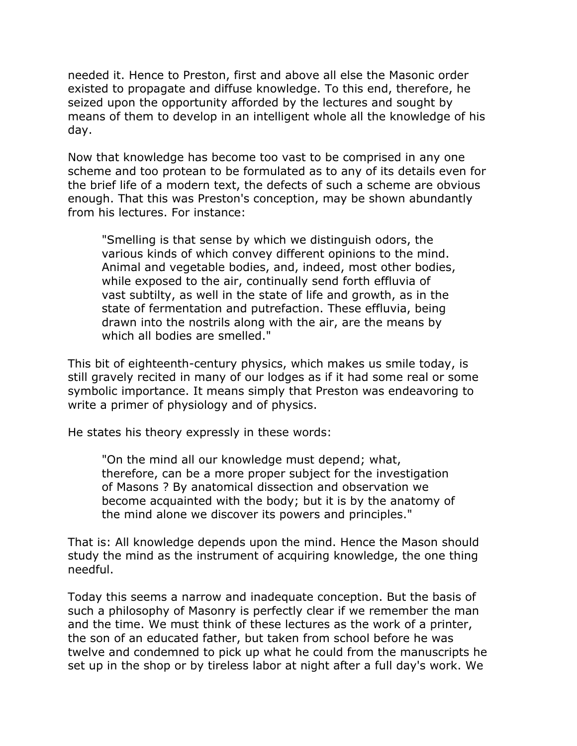needed it. Hence to Preston, first and above all else the Masonic order existed to propagate and diffuse knowledge. To this end, therefore, he seized upon the opportunity afforded by the lectures and sought by means of them to develop in an intelligent whole all the knowledge of his day.

Now that knowledge has become too vast to be comprised in any one scheme and too protean to be formulated as to any of its details even for the brief life of a modern text, the defects of such a scheme are obvious enough. That this was Preston's conception, may be shown abundantly from his lectures. For instance:

> "Smelling is that sense by which we distinguish odors, the various kinds of which convey different opinions to the mind. Animal and vegetable bodies, and, indeed, most other bodies, while exposed to the air, continually send forth effluvia of vast subtilty, as well in the state of life and growth, as in the state of fermentation and putrefaction. These effluvia, being drawn into the nostrils along with the air, are the means by which all bodies are smelled."

This bit of eighteenth-century physics, which makes us smile today, is still gravely recited in many of our lodges as if it had some real or some symbolic importance. It means simply that Preston was endeavoring to write a primer of physiology and of physics.

He states his theory expressly in these words:

> "On the mind all our knowledge must depend; what, therefore, can be a more proper subject for the investigation of Masons ? By anatomical dissection and observation we become acquainted with the body; but it is by the anatomy of the mind alone we discover its powers and principles."

That is: All knowledge depends upon the mind. Hence the Mason should study the mind as the instrument of acquiring knowledge, the one thing needful.

Today this seems a narrow and inadequate conception. But the basis of such a philosophy of Masonry is perfectly clear if we remember the man and the time. We must think of these lectures as the work of a printer, the son of an educated father, but taken from school before he was twelve and condemned to pick up what he could from the manuscripts he set up in the shop or by tireless labor at night after a full day's work. We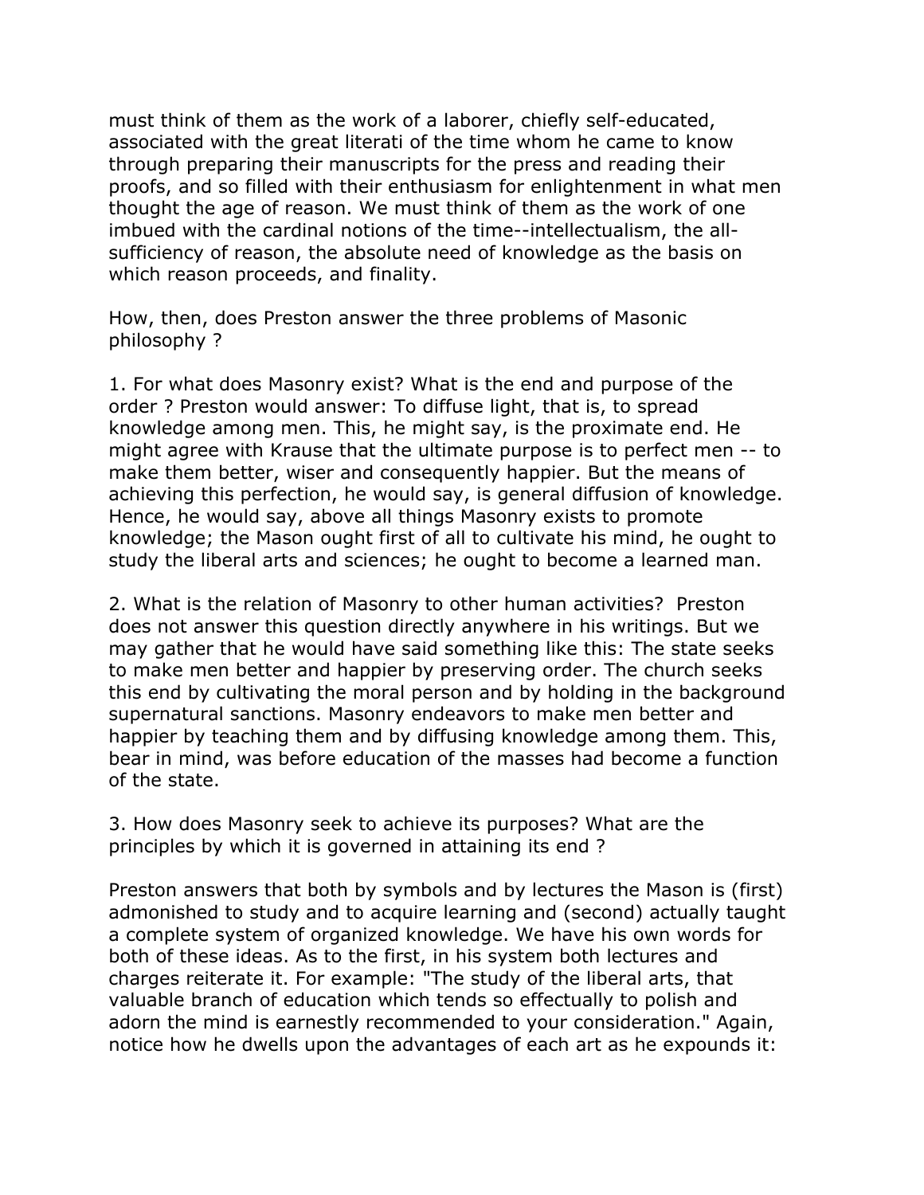must think of them as the work of a laborer, chiefly self-educated, associated with the great literati of the time whom he came to know through preparing their manuscripts for the press and reading their proofs, and so filled with their enthusiasm for enlightenment in what men thought the age of reason. We must think of them as the work of one imbued with the cardinal notions of the time--intellectualism, the all-sufficiency of reason, the absolute need of knowledge as the basis on which reason proceeds, and finality.

How, then, does Preston answer the three problems of Masonic philosophy ?

1. For what does Masonry exist? What is the end and purpose of the order ? Preston would answer: To diffuse light, that is, to spread knowledge among men. This, he might say, is the proximate end. He might agree with Krause that the ultimate purpose is to perfect men -- to make them better, wiser and consequently happier. But the means of achieving this perfection, he would say, is general diffusion of knowledge. Hence, he would say, above all things Masonry exists to promote knowledge; the Mason ought first of all to cultivate his mind, he ought to study the liberal arts and sciences; he ought to become a learned man.

2. What is the relation of Masonry to other human activities? Preston does not answer this question directly anywhere in his writings. But we may gather that he would have said something like this: The state seeks to make men better and happier by preserving order. The church seeks this end by cultivating the moral person and by holding in the background supernatural sanctions. Masonry endeavors to make men better and happier by teaching them and by diffusing knowledge among them. This, bear in mind, was before education of the masses had become a function of the state.

3. How does Masonry seek to achieve its purposes? What are the principles by which it is governed in attaining its end ?

Preston answers that both by symbols and by lectures the Mason is (first) admonished to study and to acquire learning and (second) actually taught a complete system of organized knowledge. We have his own words for both of these ideas. As to the first, in his system both lectures and charges reiterate it. For example: "The study of the liberal arts, that valuable branch of education which tends so effectually to polish and adorn the mind is earnestly recommended to your consideration." Again, notice how he dwells upon the advantages of each art as he expounds it: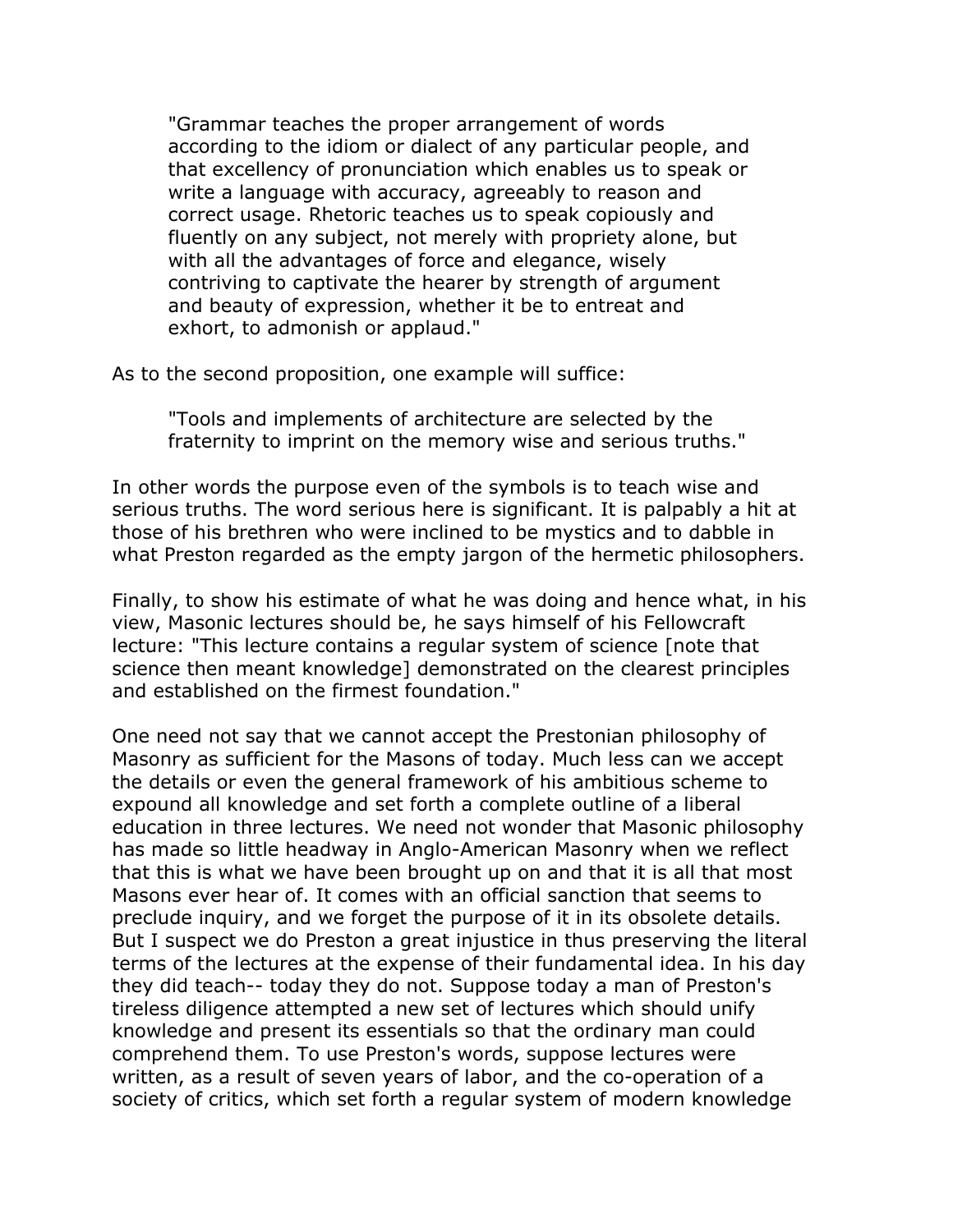> "Grammar teaches the proper arrangement of words according to the idiom or dialect of any particular people, and that excellency of pronunciation which enables us to speak or write a language with accuracy, agreeably to reason and correct usage. Rhetoric teaches us to speak copiously and fluently on any subject, not merely with propriety alone, but with all the advantages of force and elegance, wisely contriving to captivate the hearer by strength of argument and beauty of expression, whether it be to entreat and exhort, to admonish or applaud."

As to the second proposition, one example will suffice:

> "Tools and implements of architecture are selected by the fraternity to imprint on the memory wise and serious truths."

In other words the purpose even of the symbols is to teach wise and serious truths. The word serious here is significant. It is palpably a hit at those of his brethren who were inclined to be mystics and to dabble in what Preston regarded as the empty jargon of the hermetic philosophers.

Finally, to show his estimate of what he was doing and hence what, in his view, Masonic lectures should be, he says himself of his Fellowcraft lecture: "This lecture contains a regular system of science [note that science then meant knowledge] demonstrated on the clearest principles and established on the firmest foundation."

One need not say that we cannot accept the Prestonian philosophy of Masonry as sufficient for the Masons of today. Much less can we accept the details or even the general framework of his ambitious scheme to expound all knowledge and set forth a complete outline of a liberal education in three lectures. We need not wonder that Masonic philosophy has made so little headway in Anglo-American Masonry when we reflect that this is what we have been brought up on and that it is all that most Masons ever hear of. It comes with an official sanction that seems to preclude inquiry, and we forget the purpose of it in its obsolete details. But I suspect we do Preston a great injustice in thus preserving the literal terms of the lectures at the expense of their fundamental idea. In his day they did teach-- today they do not. Suppose today a man of Preston's tireless diligence attempted a new set of lectures which should unify knowledge and present its essentials so that the ordinary man could comprehend them. To use Preston's words, suppose lectures were written, as a result of seven years of labor, and the co-operation of a society of critics, which set forth a regular system of modern knowledge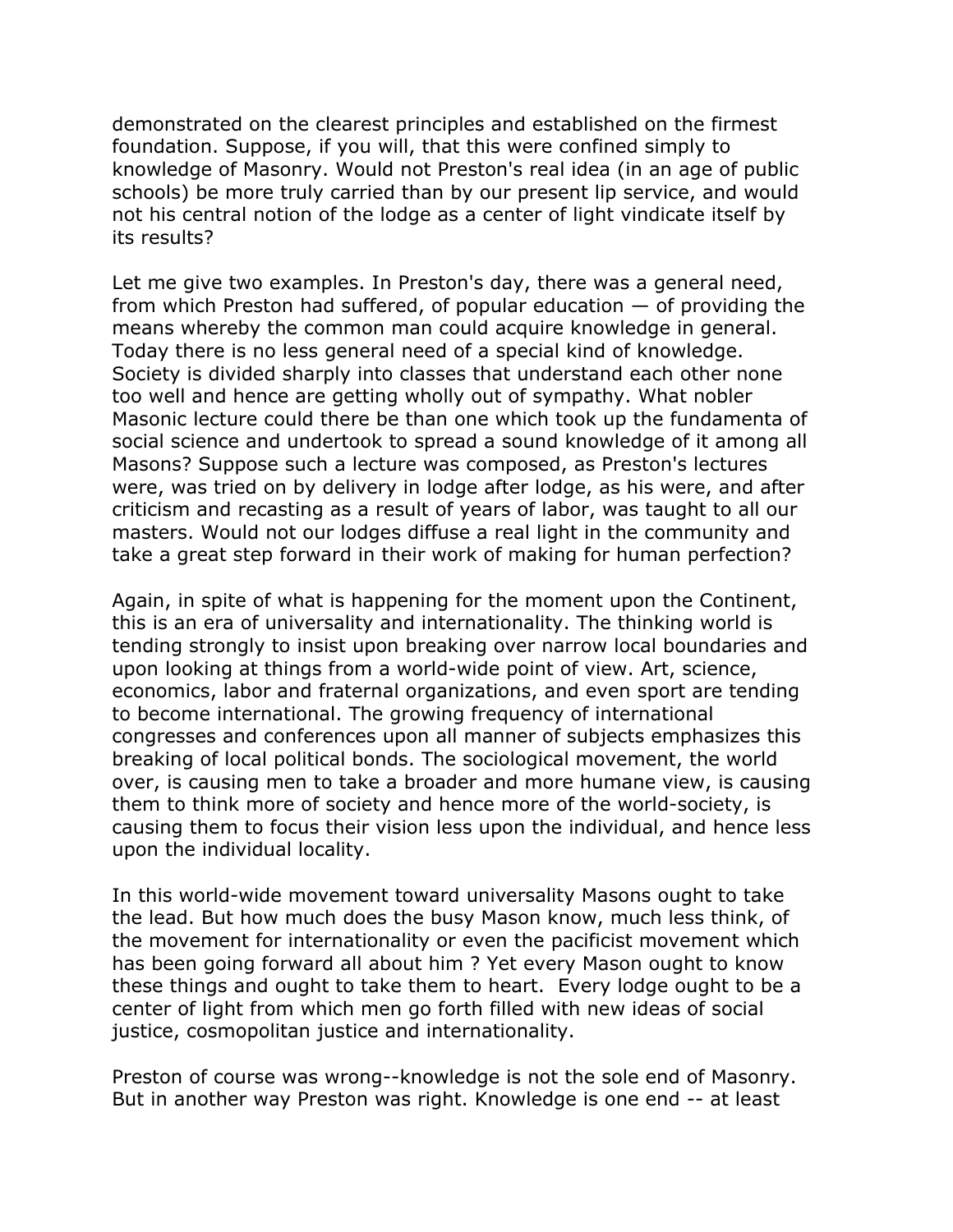demonstrated on the clearest principles and established on the firmest foundation. Suppose, if you will, that this were confined simply to knowledge of Masonry. Would not Preston's real idea (in an age of public schools) be more truly carried than by our present lip service, and would not his central notion of the lodge as a center of light vindicate itself by its results?

Let me give two examples. In Preston's day, there was a general need, from which Preston had suffered, of popular education — of providing the means whereby the common man could acquire knowledge in general. Today there is no less general need of a special kind of knowledge. Society is divided sharply into classes that understand each other none too well and hence are getting wholly out of sympathy. What nobler Masonic lecture could there be than one which took up the fundamenta of social science and undertook to spread a sound knowledge of it among all Masons? Suppose such a lecture was composed, as Preston's lectures were, was tried on by delivery in lodge after lodge, as his were, and after criticism and recasting as a result of years of labor, was taught to all our masters. Would not our lodges diffuse a real light in the community and take a great step forward in their work of making for human perfection?

Again, in spite of what is happening for the moment upon the Continent, this is an era of universality and internationality. The thinking world is tending strongly to insist upon breaking over narrow local boundaries and upon looking at things from a world-wide point of view. Art, science, economics, labor and fraternal organizations, and even sport are tending to become international. The growing frequency of international congresses and conferences upon all manner of subjects emphasizes this breaking of local political bonds. The sociological movement, the world over, is causing men to take a broader and more humane view, is causing them to think more of society and hence more of the world-society, is causing them to focus their vision less upon the individual, and hence less upon the individual locality.

In this world-wide movement toward universality Masons ought to take the lead. But how much does the busy Mason know, much less think, of the movement for internationality or even the pacificist movement which has been going forward all about him ? Yet every Mason ought to know these things and ought to take them to heart. Every lodge ought to be a center of light from which men go forth filled with new ideas of social justice, cosmopolitan justice and internationality.

Preston of course was wrong--knowledge is not the sole end of Masonry. But in another way Preston was right. Knowledge is one end -- at least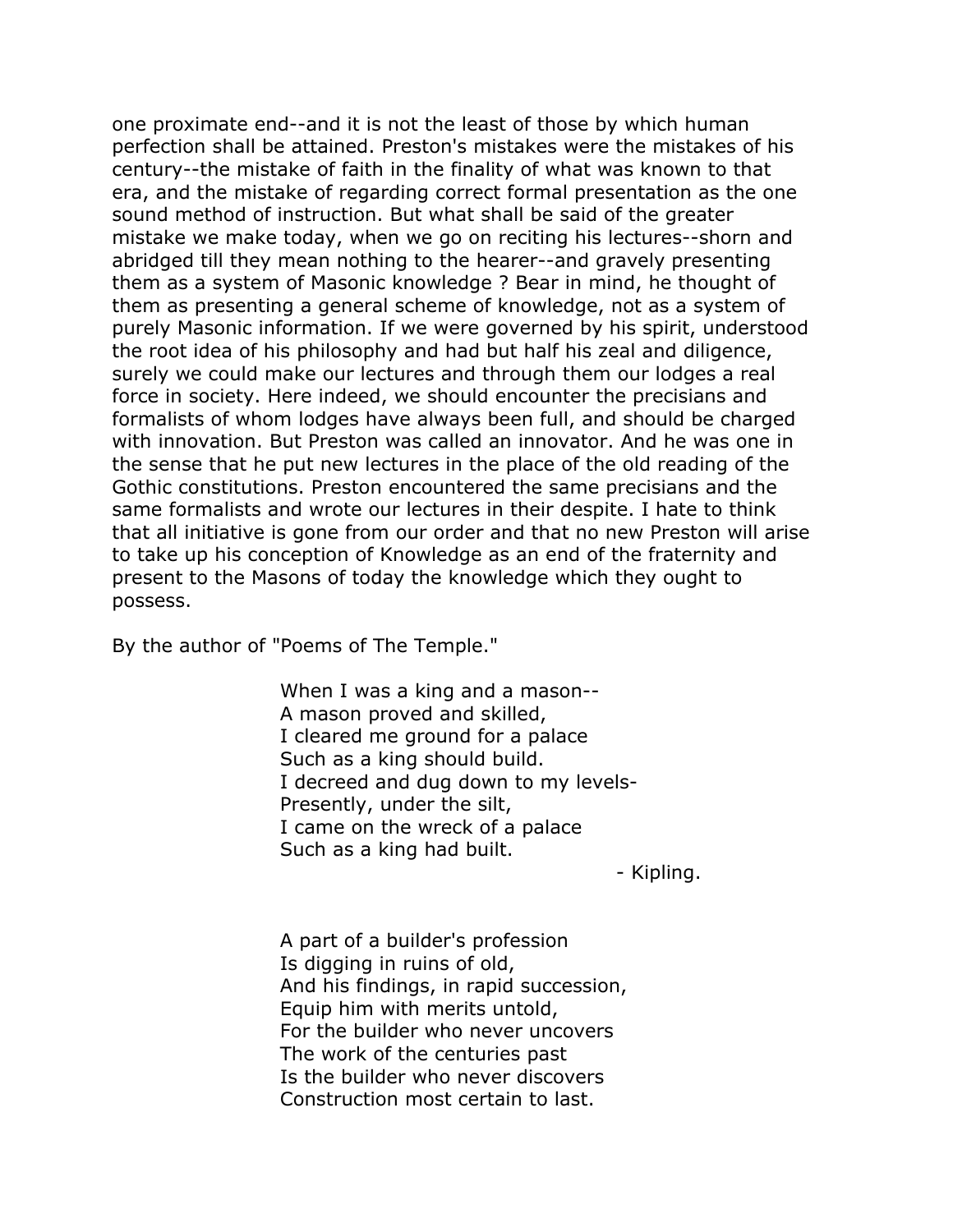one proximate end--and it is not the least of those by which human perfection shall be attained. Preston's mistakes were the mistakes of his century--the mistake of faith in the finality of what was known to that era, and the mistake of regarding correct formal presentation as the one sound method of instruction. But what shall be said of the greater mistake we make today, when we go on reciting his lectures--shorn and abridged till they mean nothing to the hearer--and gravely presenting them as a system of Masonic knowledge ? Bear in mind, he thought of them as presenting a general scheme of knowledge, not as a system of purely Masonic information. If we were governed by his spirit, understood the root idea of his philosophy and had but half his zeal and diligence, surely we could make our lectures and through them our lodges a real force in society. Here indeed, we should encounter the precisians and formalists of whom lodges have always been full, and should be charged with innovation. But Preston was called an innovator. And he was one in the sense that he put new lectures in the place of the old reading of the Gothic constitutions. Preston encountered the same precisians and the same formalists and wrote our lectures in their despite. I hate to think that all initiative is gone from our order and that no new Preston will arise to take up his conception of Knowledge as an end of the fraternity and present to the Masons of today the knowledge which they ought to possess.

By the author of "Poems of The Temple."

> When I was a king and a mason--
> A mason proved and skilled,
> I cleared me ground for a palace
> Such as a king should build.
> I decreed and dug down to my levels-
> Presently, under the silt,
> I came on the wreck of a palace
> Such as a king had built.
>
> \- Kipling.

> A part of a builder's profession
> Is digging in ruins of old,
> And his findings, in rapid succession,
> Equip him with merits untold,
> For the builder who never uncovers
> The work of the centuries past
> Is the builder who never discovers
> Construction most certain to last.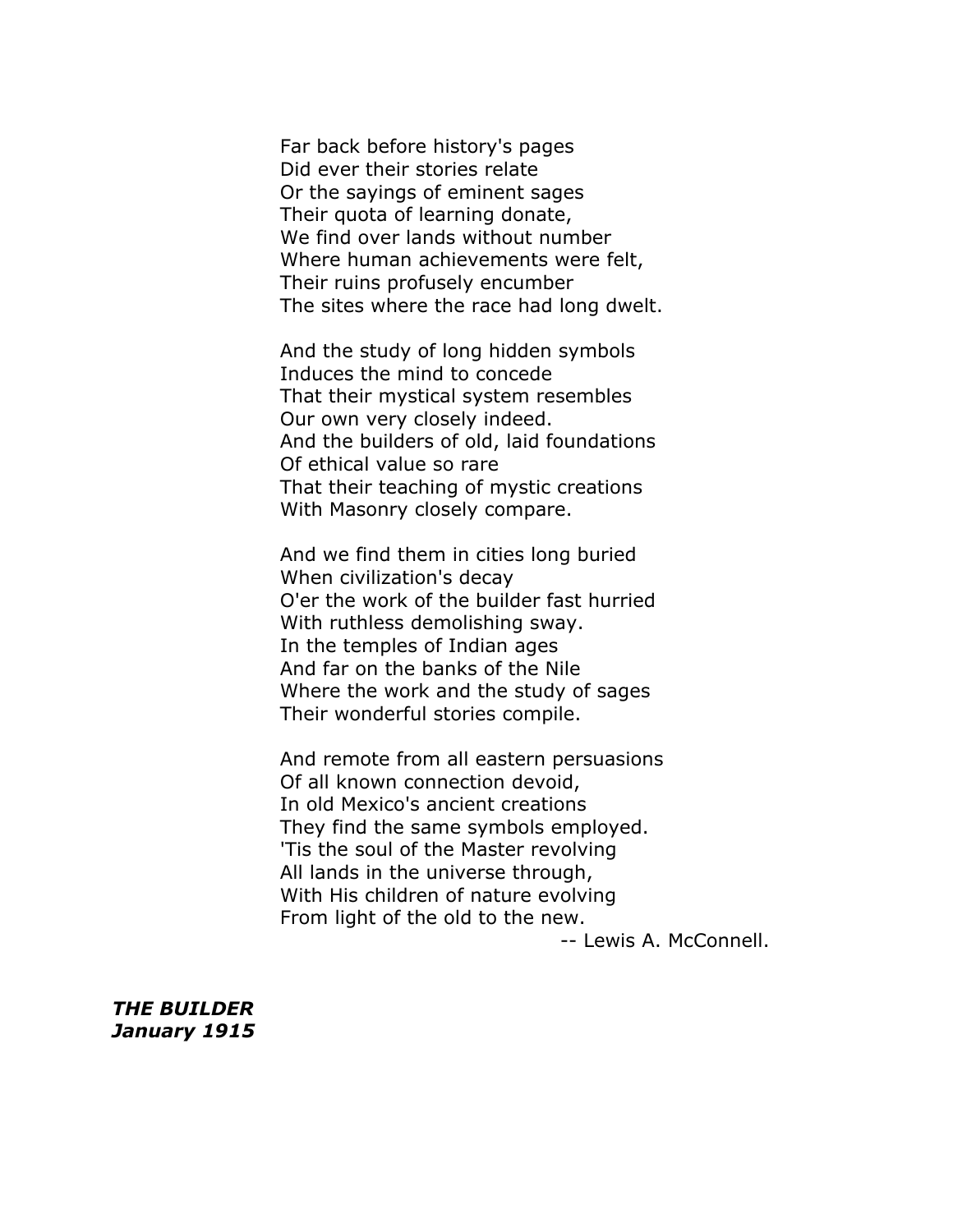Far back before history's pages  
Did ever their stories relate  
Or the sayings of eminent sages  
Their quota of learning donate,  
We find over lands without number  
Where human achievements were felt,  
Their ruins profusely encumber  
The sites where the race had long dwelt.

And the study of long hidden symbols  
Induces the mind to concede  
That their mystical system resembles  
Our own very closely indeed.  
And the builders of old, laid foundations  
Of ethical value so rare  
That their teaching of mystic creations  
With Masonry closely compare.

And we find them in cities long buried  
When civilization's decay  
O'er the work of the builder fast hurried  
With ruthless demolishing sway.  
In the temples of Indian ages  
And far on the banks of the Nile  
Where the work and the study of sages  
Their wonderful stories compile.

And remote from all eastern persuasions  
Of all known connection devoid,  
In old Mexico's ancient creations  
They find the same symbols employed.  
'Tis the soul of the Master revolving  
All lands in the universe through,  
With His children of nature evolving  
From light of the old to the new.

-- Lewis A. McConnell.

***THE BUILDER***  
***January 1915***